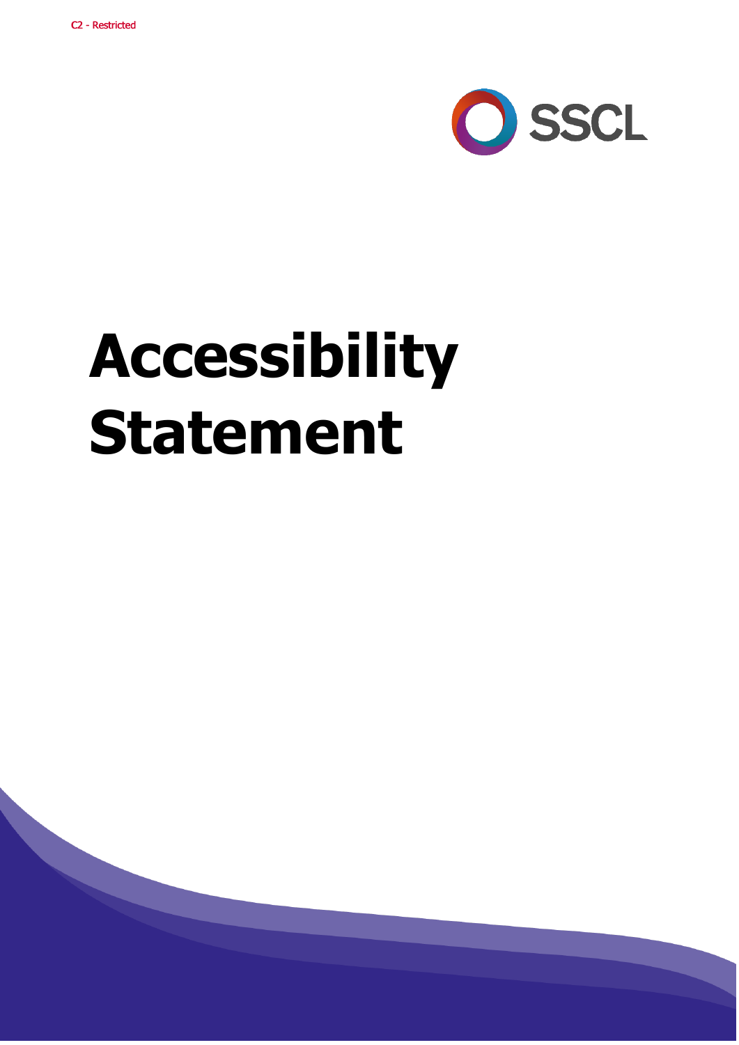C2 - Restricted

SSCL

# Accessibility Statement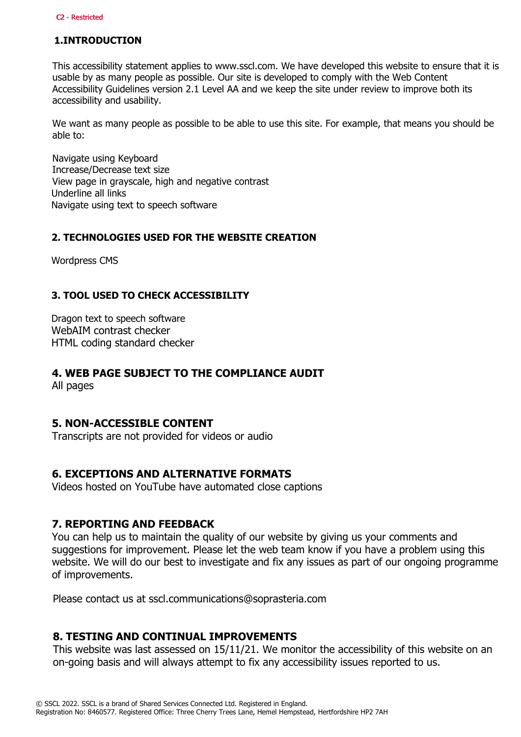C2 - Restricted

## 1.INTRODUCTION

This accessibility statement applies to www.sscl.com. We have developed this website to ensure that it is usable by as many people as possible. Our site is developed to comply with the Web Content Accessibility Guidelines version 2.1 Level AA and we keep the site under review to improve both its accessibility and usability.

We want as many people as possible to be able to use this site. For example, that means you should be able to:

Navigate using Keyboard
Increase/Decrease text size
View page in grayscale, high and negative contrast
Underline all links
Navigate using text to speech software

## 2. TECHNOLOGIES USED FOR THE WEBSITE CREATION

Wordpress CMS

## 3. TOOL USED TO CHECK ACCESSIBILITY

Dragon text to speech software
WebAIM contrast checker
HTML coding standard checker

## 4. WEB PAGE SUBJECT TO THE COMPLIANCE AUDIT

All pages

## 5. NON-ACCESSIBLE CONTENT

Transcripts are not provided for videos or audio

## 6. EXCEPTIONS AND ALTERNATIVE FORMATS

Videos hosted on YouTube have automated close captions

## 7. REPORTING AND FEEDBACK

You can help us to maintain the quality of our website by giving us your comments and suggestions for improvement. Please let the web team know if you have a problem using this website. We will do our best to investigate and fix any issues as part of our ongoing programme of improvements.

Please contact us at sscl.communications@soprasteria.com

## 8. TESTING AND CONTINUAL IMPROVEMENTS

This website was last assessed on 15/11/21. We monitor the accessibility of this website on an on-going basis and will always attempt to fix any accessibility issues reported to us.

© SSCL 2022. SSCL is a brand of Shared Services Connected Ltd. Registered in England.
Registration No: 8460577. Registered Office: Three Cherry Trees Lane, Hemel Hempstead, Hertfordshire HP2 7AH